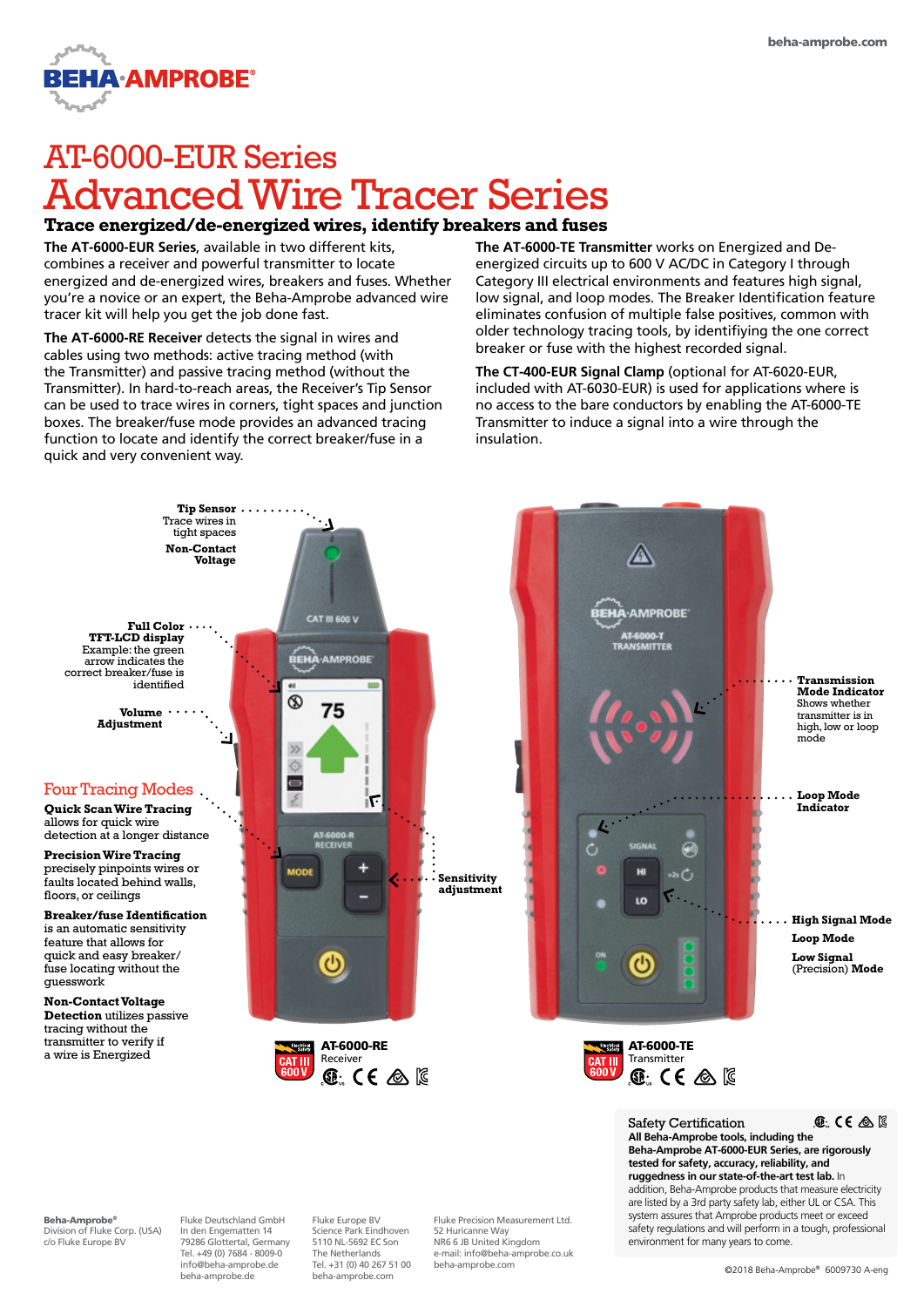# AT-6000-EUR Series
# Advanced Wire Tracer Series

## Trace energized/de-energized wires, identify breakers and fuses

**The AT-6000-EUR Series,** available in two different kits, combines a receiver and powerful transmitter to locate energized and de-energized wires, breakers and fuses. Whether you're a novice or an expert, the Beha-Amprobe advanced wire tracer kit will help you get the job done fast.

**The AT-6000-RE Receiver** detects the signal in wires and cables using two methods: active tracing method (with the Transmitter) and passive tracing method (without the Transmitter). In hard-to-reach areas, the Receiver's Tip Sensor can be used to trace wires in corners, tight spaces and junction boxes. The breaker/fuse mode provides an advanced tracing function to locate and identify the correct breaker/fuse in a quick and very convenient way.

**The AT-6000-TE Transmitter** works on Energized and De-energized circuits up to 600 V AC/DC in Category I through Category III electrical environments and features high signal, low signal, and loop modes. The Breaker Identification feature eliminates confusion of multiple false positives, common with older technology tracing tools, by identifiying the one correct breaker or fuse with the highest recorded signal.

**The CT-400-EUR Signal Clamp** (optional for AT-6020-EUR, included with AT-6030-EUR) is used for applications where is no access to the bare conductors by enabling the AT-6000-TE Transmitter to induce a signal into a wire through the insulation.

**Tip Sensor** Trace wires in tight spaces

**Non-Contact Voltage**

**Full Color TFT-LCD display** Example: the green arrow indicates the correct breaker/fuse is identified

**Volume Adjustment**

**Sensitivity adjustment**

### Four Tracing Modes

**Quick Scan Wire Tracing** allows for quick wire detection at a longer distance

**Precision Wire Tracing** precisely pinpoints wires or faults located behind walls, floors, or ceilings

**Breaker/fuse Identification** is an automatic sensitivity feature that allows for quick and easy breaker/fuse locating without the guesswork

**Non-Contact Voltage Detection** utilizes passive tracing without the transmitter to verify if a wire is Energized

**Transmission Mode Indicator** Shows whether transmitter is in high, low or loop mode

**Loop Mode Indicator**

**High Signal Mode**

**Loop Mode**

**Low Signal (Precision) Mode**

**AT-6000-RE** Receiver — CAT III 600 V

**AT-6000-TE** Transmitter — CAT III 600 V

### Safety Certification

**All Beha-Amprobe tools, including the Beha-Amprobe AT-6000-EUR Series, are rigorously tested for safety, accuracy, reliability, and ruggedness in our state-of-the-art test lab.** In addition, Beha-Amprobe products that measure electricity are listed by a 3rd party safety lab, either UL or CSA. This system assures that Amprobe products meet or exceed safety regulations and will perform in a tough, professional environment for many years to come.

**Beha-Amprobe®**
Division of Fluke Corp. (USA)
c/o Fluke Europe BV

Fluke Deutschland GmbH
In den Engematten 14
79286 Glottertal, Germany
Tel. +49 (0) 7684 - 8009-0
info@beha-amprobe.de
beha-amprobe.de

Fluke Europe BV
Science Park Eindhoven
5110 NL-5692 EC Son
The Netherlands
Tel. +31 (0) 40 267 51 00
beha-amprobe.com

Fluke Precision Measurement Ltd.
52 Huricanne Way
NR6 6 JB United Kingdom
e-mail: info@beha-amprobe.co.uk
beha-amprobe.com

©2018 Beha-Amprobe® 6009730 A-eng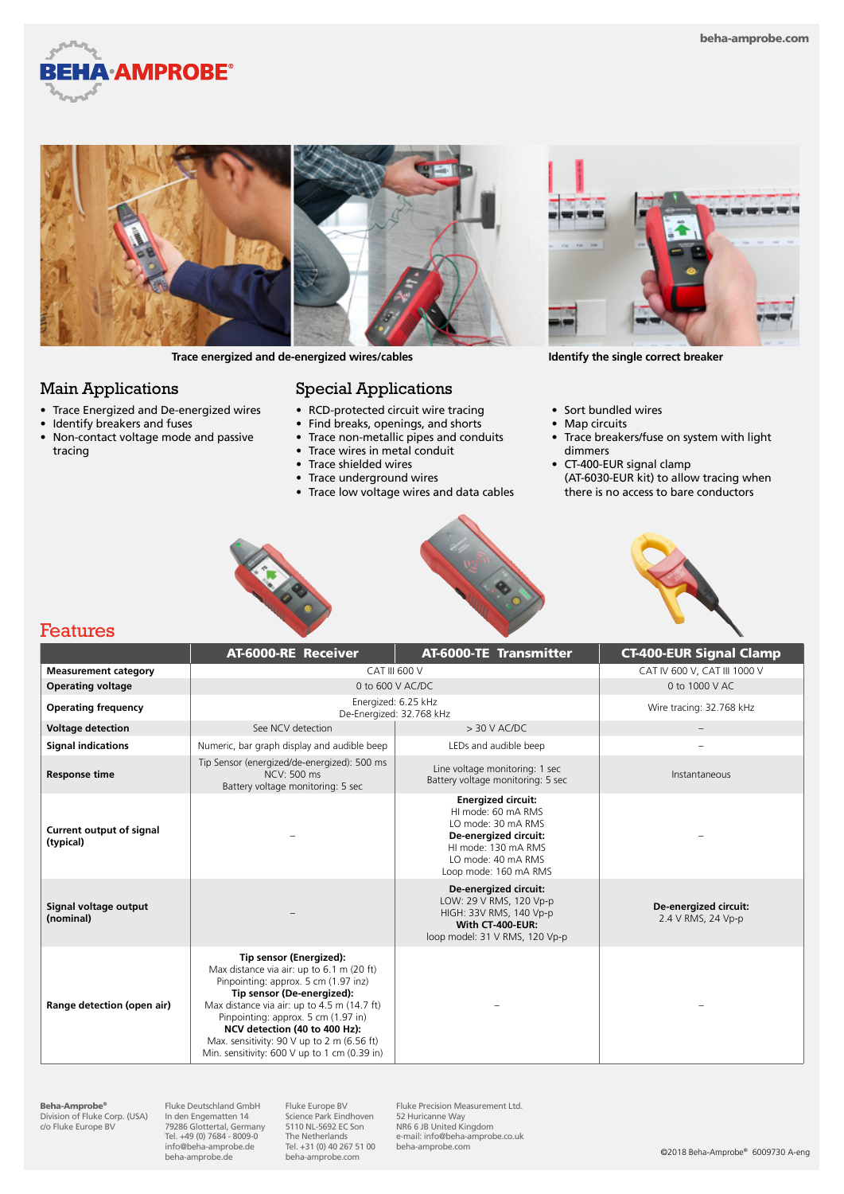Trace energized and de-energized wires/cables

Identify the single correct breaker

## Main Applications

- Trace Energized and De-energized wires
- Identify breakers and fuses
- Non-contact voltage mode and passive tracing

## Special Applications

- RCD-protected circuit wire tracing
- Find breaks, openings, and shorts
- Trace non-metallic pipes and conduits
- Trace wires in metal conduit
- Trace shielded wires
- Trace underground wires
- Trace low voltage wires and data cables
- Sort bundled wires
- Map circuits
- Trace breakers/fuse on system with light dimmers
- CT-400-EUR signal clamp (AT-6030-EUR kit) to allow tracing when there is no access to bare conductors

## Features

| | AT-6000-RE Receiver | AT-6000-TE Transmitter | CT-400-EUR Signal Clamp |
|---|---|---|---|
| **Measurement category** | CAT III 600 V | | CAT IV 600 V, CAT III 1000 V |
| **Operating voltage** | 0 to 600 V AC/DC | | 0 to 1000 V AC |
| **Operating frequency** | Energized: 6.25 kHz<br>De-Energized: 32.768 kHz | | Wire tracing: 32.768 kHz |
| **Voltage detection** | See NCV detection | > 30 V AC/DC | – |
| **Signal indications** | Numeric, bar graph display and audible beep | LEDs and audible beep | – |
| **Response time** | Tip Sensor (energized/de-energized): 500 ms<br>NCV: 500 ms<br>Battery voltage monitoring: 5 sec | Line voltage monitoring: 1 sec<br>Battery voltage monitoring: 5 sec | Instantaneous |
| **Current output of signal (typical)** | – | **Energized circuit:**<br>HI mode: 60 mA RMS<br>LO mode: 30 mA RMS<br>**De-energized circuit:**<br>HI mode: 130 mA RMS<br>LO mode: 40 mA RMS<br>Loop mode: 160 mA RMS | – |
| **Signal voltage output (nominal)** | – | **De-energized circuit:**<br>LOW: 29 V RMS, 120 Vp-p<br>HIGH: 33V RMS, 140 Vp-p<br>**With CT-400-EUR:**<br>loop model: 31 V RMS, 120 Vp-p | **De-energized circuit:**<br>2.4 V RMS, 24 Vp-p |
| **Range detection (open air)** | **Tip sensor (Energized):**<br>Max distance via air: up to 6.1 m (20 ft)<br>Pinpointing: approx. 5 cm (1.97 inz)<br>**Tip sensor (De-energized):**<br>Max distance via air: up to 4.5 m (14.7 ft)<br>Pinpointing: approx. 5 cm (1.97 in)<br>**NCV detection (40 to 400 Hz):**<br>Max. sensitivity: 90 V up to 2 m (6.56 ft)<br>Min. sensitivity: 600 V up to 1 cm (0.39 in) | – | – |

**Beha-Amprobe®**
Division of Fluke Corp. (USA)
c/o Fluke Europe BV

Fluke Deutschland GmbH
In den Engematten 14
79286 Glottertal, Germany
Tel. +49 (0) 7684 - 8009-0
info@beha-amprobe.de
beha-amprobe.de

Fluke Europe BV
Science Park Eindhoven
5110 NL-5692 EC Son
The Netherlands
Tel. +31 (0) 40 267 51 00
beha-amprobe.com

Fluke Precision Measurement Ltd.
52 Hurricane Way
NR6 6 JB United Kingdom
e-mail: info@beha-amprobe.co.uk
beha-amprobe.com

©2018 Beha-Amprobe® 6009730 A-eng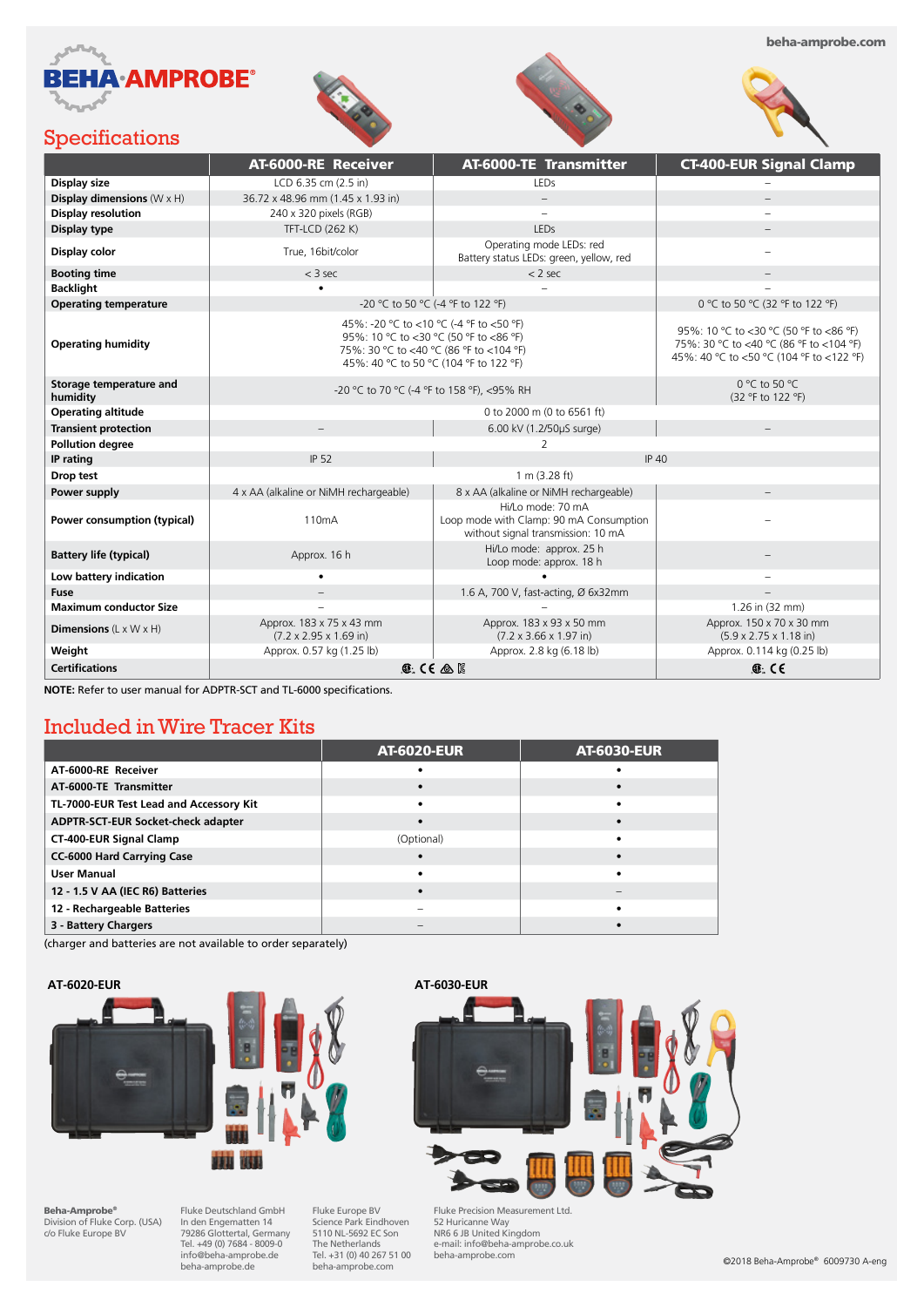beha-amprobe.com

## Specifications

| | AT-6000-RE Receiver | AT-6000-TE Transmitter | CT-400-EUR Signal Clamp |
|---|---|---|---|
| **Display size** | LCD 6.35 cm (2.5 in) | LEDs | – |
| **Display dimensions** (W x H) | 36.72 x 48.96 mm (1.45 x 1.93 in) | – | – |
| **Display resolution** | 240 x 320 pixels (RGB) | – | – |
| **Display type** | TFT-LCD (262 K) | LEDs | – |
| **Display color** | True, 16bit/color | Operating mode LEDs: red<br>Battery status LEDs: green, yellow, red | – |
| **Booting time** | < 3 sec | < 2 sec | – |
| **Backlight** | • | – | – |
| **Operating temperature** | -20 °C to 50 °C (-4 °F to 122 °F) | | 0 °C to 50 °C (32 °F to 122 °F) |
| **Operating humidity** | 45%: -20 °C to <10 °C (-4 °F to <50 °F)<br>95%: 10 °C to <30 °C (50 °F to <86 °F)<br>75%: 30 °C to <40 °C (86 °F to <104 °F)<br>45%: 40 °C to 50 °C (104 °F to 122 °F) | | 95%: 10 °C to <30 °C (50 °F to <86 °F)<br>75%: 30 °C to <40 °C (86 °F to <104 °F)<br>45%: 40 °C to <50 °C (104 °F to <122 °F) |
| **Storage temperature and humidity** | -20 °C to 70 °C (-4 °F to 158 °F), <95% RH | | 0 °C to 50 °C<br>(32 °F to 122 °F) |
| **Operating altitude** | 0 to 2000 m (0 to 6561 ft) | | |
| **Transient protection** | – | 6.00 kV (1.2/50µS surge) | – |
| **Pollution degree** | 2 | | |
| **IP rating** | IP 52 | IP 40 | |
| **Drop test** | 1 m (3.28 ft) | | |
| **Power supply** | 4 x AA (alkaline or NiMH rechargeable) | 8 x AA (alkaline or NiMH rechargeable) | – |
| **Power consumption (typical)** | 110mA | Hi/Lo mode: 70 mA<br>Loop mode with Clamp: 90 mA Consumption without signal transmission: 10 mA | – |
| **Battery life (typical)** | Approx. 16 h | Hi/Lo mode: approx. 25 h<br>Loop mode: approx. 18 h | – |
| **Low battery indication** | • | • | – |
| **Fuse** | – | 1.6 A, 700 V, fast-acting, Ø 6x32mm | – |
| **Maximum conductor Size** | – | – | 1.26 in (32 mm) |
| **Dimensions** (L x W x H) | Approx. 183 x 75 x 43 mm<br>(7.2 x 2.95 x 1.69 in) | Approx. 183 x 93 x 50 mm<br>(7.2 x 3.66 x 1.97 in) | Approx. 150 x 70 x 30 mm<br>(5.9 x 2.75 x 1.18 in) |
| **Weight** | Approx. 0.57 kg (1.25 lb) | Approx. 2.8 kg (6.18 lb) | Approx. 0.114 kg (0.25 lb) |
| **Certifications** | CSA, CE, ⚠, WEEE | | CSA, CE |

**NOTE:** Refer to user manual for ADPTR-SCT and TL-6000 specifications.

## Included in Wire Tracer Kits

| | AT-6020-EUR | AT-6030-EUR |
|---|---|---|
| **AT-6000-RE Receiver** | • | • |
| **AT-6000-TE Transmitter** | • | • |
| **TL-7000-EUR Test Lead and Accessory Kit** | • | • |
| **ADPTR-SCT-EUR Socket-check adapter** | • | • |
| **CT-400-EUR Signal Clamp** | (Optional) | • |
| **CC-6000 Hard Carrying Case** | • | • |
| **User Manual** | • | • |
| **12 - 1.5 V AA (IEC R6) Batteries** | • | – |
| **12 - Rechargeable Batteries** | – | • |
| **3 - Battery Chargers** | – | • |

(charger and batteries are not available to order separately)

**AT-6020-EUR**

**AT-6030-EUR**

**Beha-Amprobe®**
Division of Fluke Corp. (USA)
c/o Fluke Europe BV

Fluke Deutschland GmbH
In den Engematten 14
79286 Glottertal, Germany
Tel. +49 (0) 7684 - 8009-0
info@beha-amprobe.de
beha-amprobe.de

Fluke Europe BV
Science Park Eindhoven
5110 NL-5692 EC Son
The Netherlands
Tel. +31 (0) 40 267 51 00
beha-amprobe.com

Fluke Precision Measurement Ltd.
52 Hurricane Way
NR6 6 JB United Kingdom
e-mail: info@beha-amprobe.co.uk
beha-amprobe.com

©2018 Beha-Amprobe® 6009730 A-eng